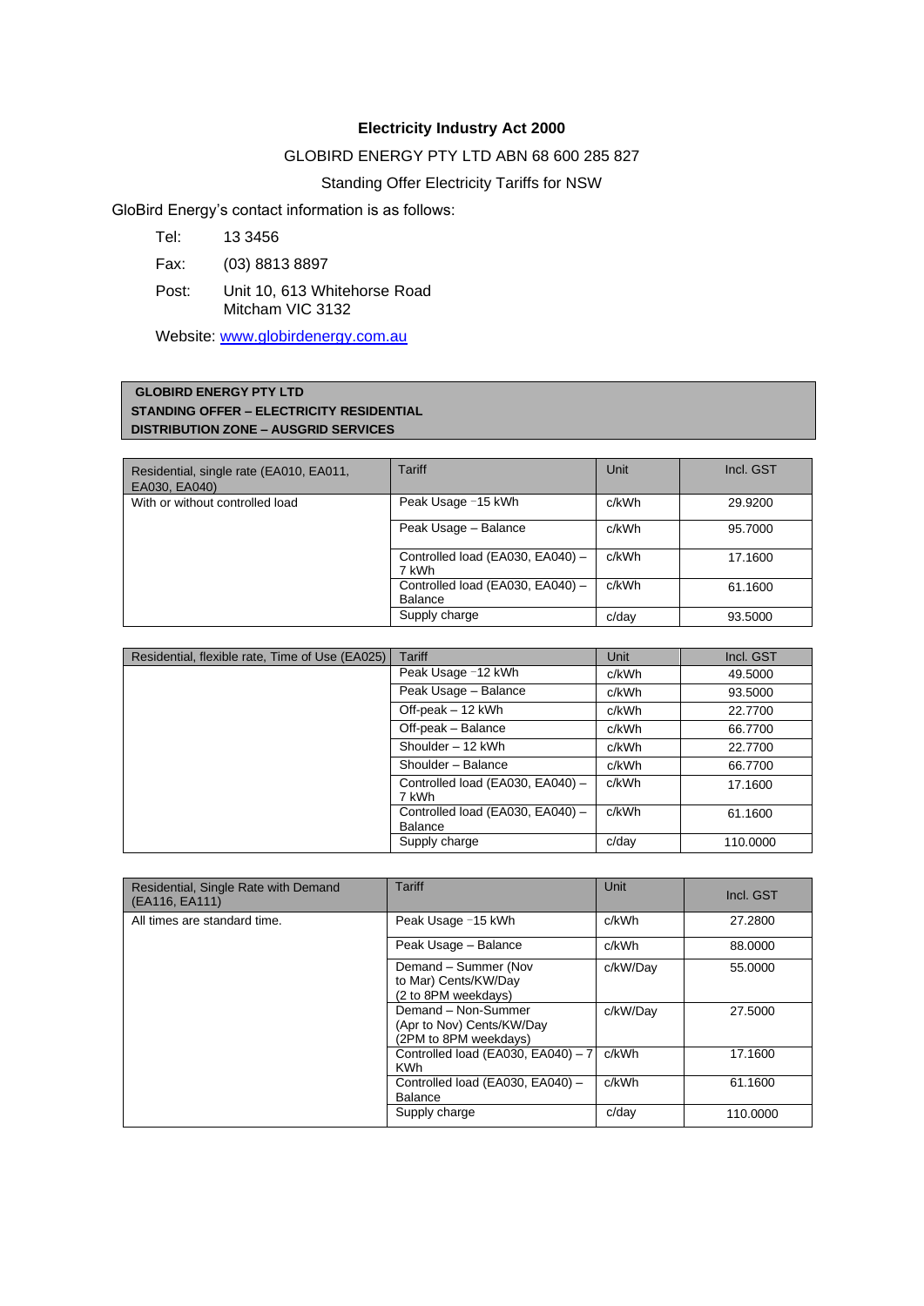**Electricity Industry Act 2000**

GLOBIRD ENERGY PTY LTD ABN 68 600 285 827

Standing Offer Electricity Tariffs for NSW

GloBird Energy's contact information is as follows:

Tel: 13 3456

Fax: (03) 8813 8897

Post: Unit 10, 613 Whitehorse Road
Mitcham VIC 3132

Website: [www.globirdenergy.com.au](http://www.globirdenergy.com.au)

**GLOBIRD ENERGY PTY LTD**
**STANDING OFFER – ELECTRICITY RESIDENTIAL**
**DISTRIBUTION ZONE – AUSGRID SERVICES**

| Residential, single rate (EA010, EA011, EA030, EA040) | Tariff | Unit | Incl. GST |
|---|---|---|---|
| With or without controlled load | Peak Usage -15 kWh | c/kWh | 29.9200 |
| | Peak Usage – Balance | c/kWh | 95.7000 |
| | Controlled load (EA030, EA040) – 7 kWh | c/kWh | 17.1600 |
| | Controlled load (EA030, EA040) – Balance | c/kWh | 61.1600 |
| | Supply charge | c/day | 93.5000 |

| Residential, flexible rate, Time of Use (EA025) | Tariff | Unit | Incl. GST |
|---|---|---|---|
| | Peak Usage -12 kWh | c/kWh | 49.5000 |
| | Peak Usage – Balance | c/kWh | 93.5000 |
| | Off-peak – 12 kWh | c/kWh | 22.7700 |
| | Off-peak – Balance | c/kWh | 66.7700 |
| | Shoulder – 12 kWh | c/kWh | 22.7700 |
| | Shoulder – Balance | c/kWh | 66.7700 |
| | Controlled load (EA030, EA040) – 7 kWh | c/kWh | 17.1600 |
| | Controlled load (EA030, EA040) – Balance | c/kWh | 61.1600 |
| | Supply charge | c/day | 110.0000 |

| Residential, Single Rate with Demand (EA116, EA111) | Tariff | Unit | Incl. GST |
|---|---|---|---|
| All times are standard time. | Peak Usage -15 kWh | c/kWh | 27.2800 |
| | Peak Usage – Balance | c/kWh | 88.0000 |
| | Demand – Summer (Nov to Mar) Cents/KW/Day (2 to 8PM weekdays) | c/kW/Day | 55.0000 |
| | Demand – Non-Summer (Apr to Nov) Cents/KW/Day (2PM to 8PM weekdays) | c/kW/Day | 27.5000 |
| | Controlled load (EA030, EA040) – 7 KWh | c/kWh | 17.1600 |
| | Controlled load (EA030, EA040) – Balance | c/kWh | 61.1600 |
| | Supply charge | c/day | 110.0000 |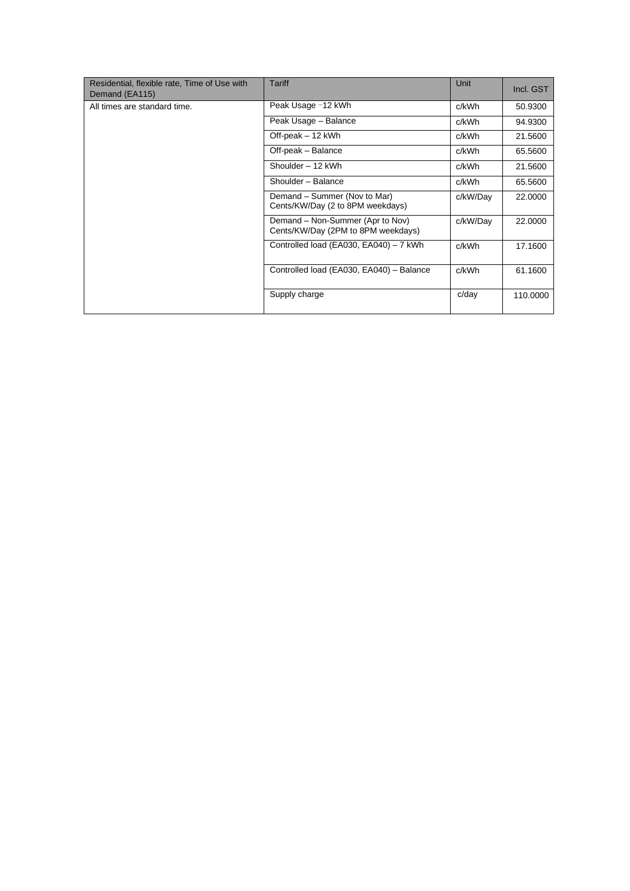| Residential, flexible rate, Time of Use with Demand (EA115) | Tariff | Unit | Incl. GST |
|---|---|---|---|
| All times are standard time. | Peak Usage –12 kWh | c/kWh | 50.9300 |
| | Peak Usage – Balance | c/kWh | 94.9300 |
| | Off-peak – 12 kWh | c/kWh | 21.5600 |
| | Off-peak – Balance | c/kWh | 65.5600 |
| | Shoulder – 12 kWh | c/kWh | 21.5600 |
| | Shoulder – Balance | c/kWh | 65.5600 |
| | Demand – Summer (Nov to Mar) Cents/KW/Day (2 to 8PM weekdays) | c/kW/Day | 22.0000 |
| | Demand – Non-Summer (Apr to Nov) Cents/KW/Day (2PM to 8PM weekdays) | c/kW/Day | 22.0000 |
| | Controlled load (EA030, EA040) – 7 kWh | c/kWh | 17.1600 |
| | Controlled load (EA030, EA040) – Balance | c/kWh | 61.1600 |
| | Supply charge | c/day | 110.0000 |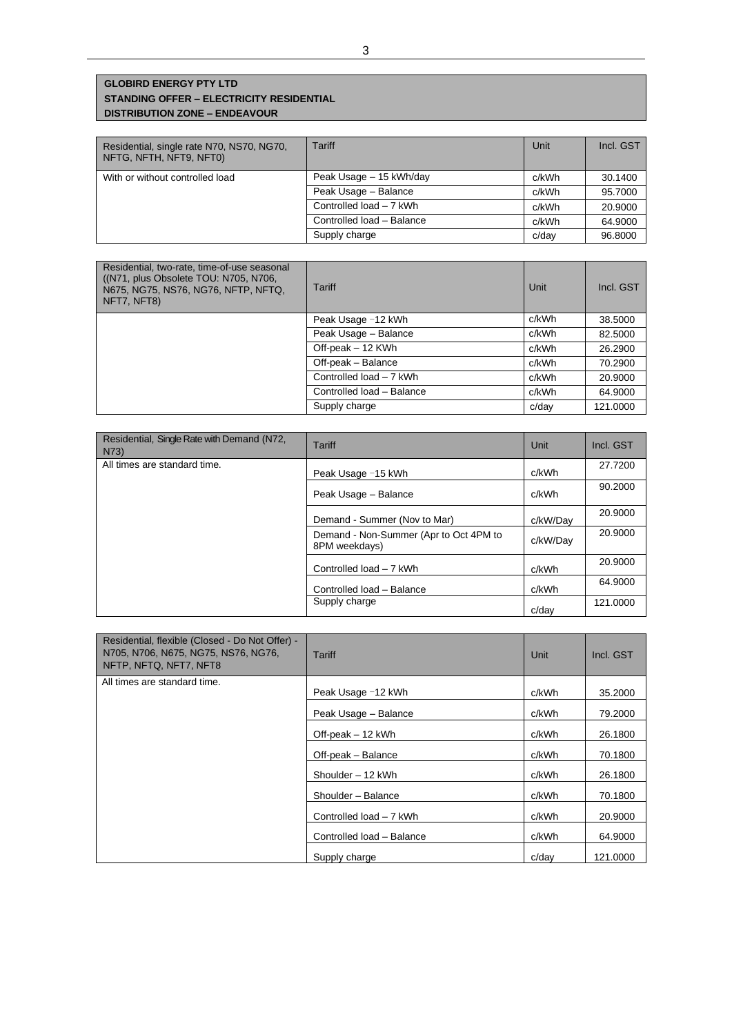**GLOBIRD ENERGY PTY LTD**
**STANDING OFFER – ELECTRICITY RESIDENTIAL**
**DISTRIBUTION ZONE – ENDEAVOUR**

| Residential, single rate N70, NS70, NG70, NFTG, NFTH, NFT9, NFT0) | Tariff | Unit | Incl. GST |
|---|---|---|---|
| With or without controlled load | Peak Usage – 15 kWh/day | c/kWh | 30.1400 |
| | Peak Usage – Balance | c/kWh | 95.7000 |
| | Controlled load – 7 kWh | c/kWh | 20.9000 |
| | Controlled load – Balance | c/kWh | 64.9000 |
| | Supply charge | c/day | 96.8000 |

| Residential, two-rate, time-of-use seasonal ((N71, plus Obsolete TOU: N705, N706, N675, NG75, NS76, NG76, NFTP, NFTQ, NFT7, NFT8) | Tariff | Unit | Incl. GST |
|---|---|---|---|
| | Peak Usage –12 kWh | c/kWh | 38.5000 |
| | Peak Usage – Balance | c/kWh | 82.5000 |
| | Off-peak – 12 KWh | c/kWh | 26.2900 |
| | Off-peak – Balance | c/kWh | 70.2900 |
| | Controlled load – 7 kWh | c/kWh | 20.9000 |
| | Controlled load – Balance | c/kWh | 64.9000 |
| | Supply charge | c/day | 121.0000 |

| Residential, Single Rate with Demand (N72, N73) | Tariff | Unit | Incl. GST |
|---|---|---|---|
| All times are standard time. | Peak Usage –15 kWh | c/kWh | 27.7200 |
| | Peak Usage – Balance | c/kWh | 90.2000 |
| | Demand - Summer (Nov to Mar) | c/kW/Day | 20.9000 |
| | Demand - Non-Summer (Apr to Oct 4PM to 8PM weekdays) | c/kW/Day | 20.9000 |
| | Controlled load – 7 kWh | c/kWh | 20.9000 |
| | Controlled load – Balance | c/kWh | 64.9000 |
| | Supply charge | c/day | 121.0000 |

| Residential, flexible (Closed - Do Not Offer) - N705, N706, N675, NG75, NS76, NG76, NFTP, NFTQ, NFT7, NFT8 | Tariff | Unit | Incl. GST |
|---|---|---|---|
| All times are standard time. | Peak Usage –12 kWh | c/kWh | 35.2000 |
| | Peak Usage – Balance | c/kWh | 79.2000 |
| | Off-peak – 12 kWh | c/kWh | 26.1800 |
| | Off-peak – Balance | c/kWh | 70.1800 |
| | Shoulder – 12 kWh | c/kWh | 26.1800 |
| | Shoulder – Balance | c/kWh | 70.1800 |
| | Controlled load – 7 kWh | c/kWh | 20.9000 |
| | Controlled load – Balance | c/kWh | 64.9000 |
| | Supply charge | c/day | 121.0000 |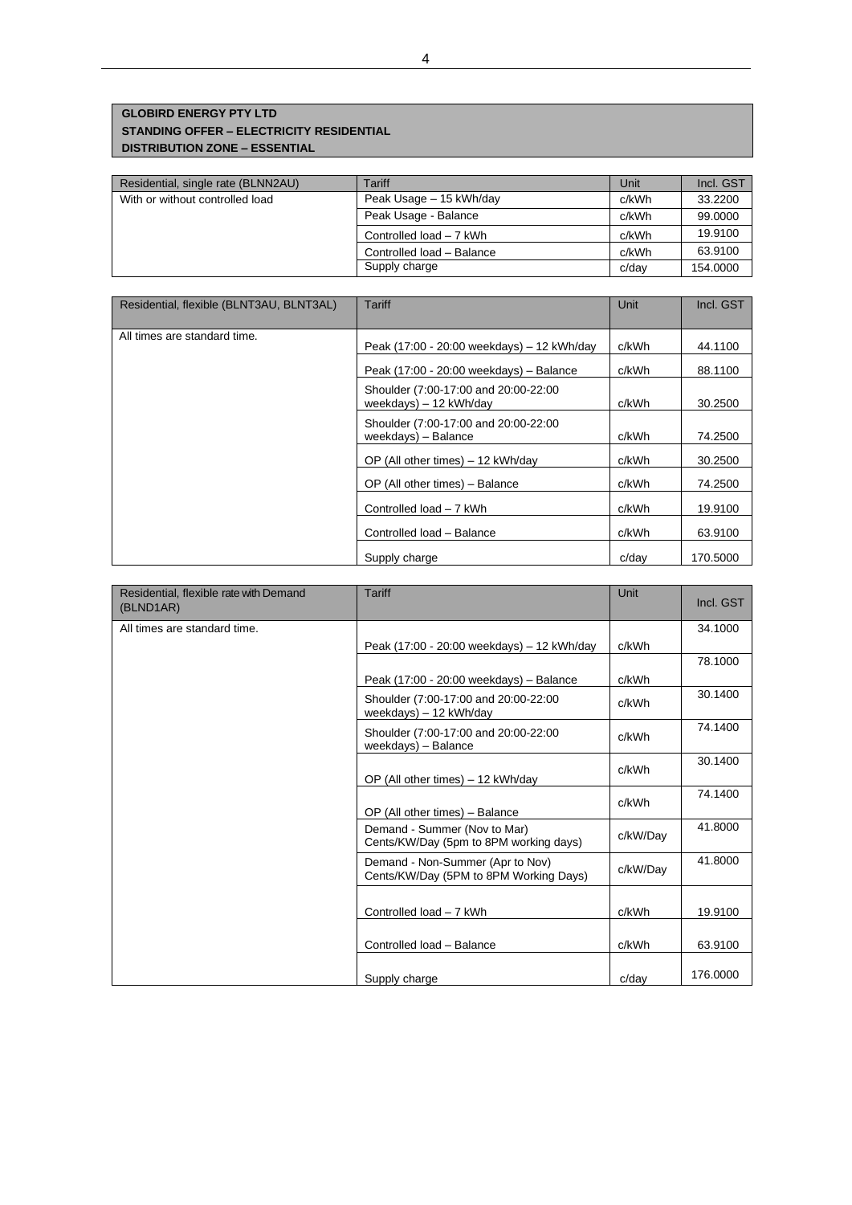**GLOBIRD ENERGY PTY LTD**
**STANDING OFFER – ELECTRICITY RESIDENTIAL**
**DISTRIBUTION ZONE – ESSENTIAL**

| Residential, single rate (BLNN2AU) | Tariff | Unit | Incl. GST |
|---|---|---|---|
| With or without controlled load | Peak Usage – 15 kWh/day | c/kWh | 33.2200 |
| | Peak Usage - Balance | c/kWh | 99.0000 |
| | Controlled load – 7 kWh | c/kWh | 19.9100 |
| | Controlled load – Balance | c/kWh | 63.9100 |
| | Supply charge | c/day | 154.0000 |

| Residential, flexible (BLNT3AU, BLNT3AL) | Tariff | Unit | Incl. GST |
|---|---|---|---|
| All times are standard time. | Peak (17:00 - 20:00 weekdays) – 12 kWh/day | c/kWh | 44.1100 |
| | Peak (17:00 - 20:00 weekdays) – Balance | c/kWh | 88.1100 |
| | Shoulder (7:00-17:00 and 20:00-22:00 weekdays) – 12 kWh/day | c/kWh | 30.2500 |
| | Shoulder (7:00-17:00 and 20:00-22:00 weekdays) – Balance | c/kWh | 74.2500 |
| | OP (All other times) – 12 kWh/day | c/kWh | 30.2500 |
| | OP (All other times) – Balance | c/kWh | 74.2500 |
| | Controlled load – 7 kWh | c/kWh | 19.9100 |
| | Controlled load – Balance | c/kWh | 63.9100 |
| | Supply charge | c/day | 170.5000 |

| Residential, flexible rate with Demand (BLND1AR) | Tariff | Unit | Incl. GST |
|---|---|---|---|
| All times are standard time. | Peak (17:00 - 20:00 weekdays) – 12 kWh/day | c/kWh | 34.1000 |
| | Peak (17:00 - 20:00 weekdays) – Balance | c/kWh | 78.1000 |
| | Shoulder (7:00-17:00 and 20:00-22:00 weekdays) – 12 kWh/day | c/kWh | 30.1400 |
| | Shoulder (7:00-17:00 and 20:00-22:00 weekdays) – Balance | c/kWh | 74.1400 |
| | OP (All other times) – 12 kWh/day | c/kWh | 30.1400 |
| | OP (All other times) – Balance | c/kWh | 74.1400 |
| | Demand - Summer (Nov to Mar) Cents/KW/Day (5pm to 8PM working days) | c/kW/Day | 41.8000 |
| | Demand - Non-Summer (Apr to Nov) Cents/KW/Day (5PM to 8PM Working Days) | c/kW/Day | 41.8000 |
| | Controlled load – 7 kWh | c/kWh | 19.9100 |
| | Controlled load – Balance | c/kWh | 63.9100 |
| | Supply charge | c/day | 176.0000 |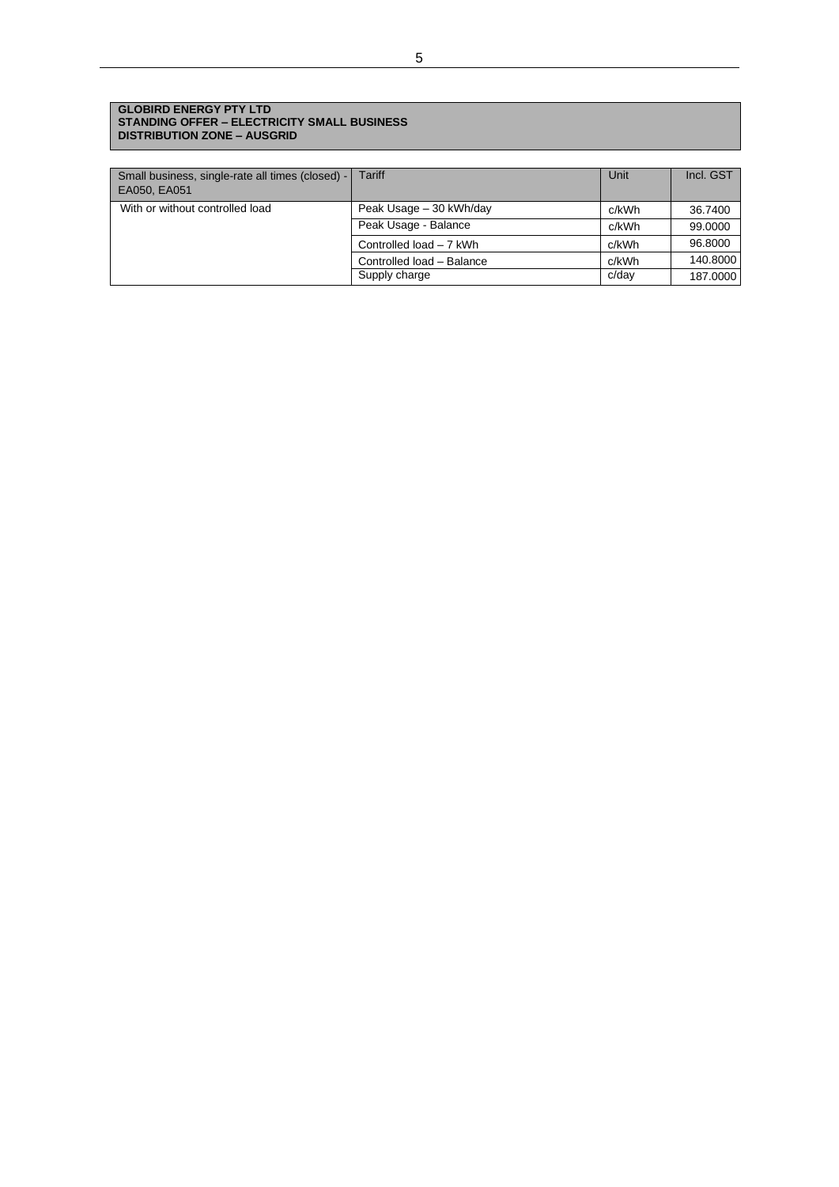**GLOBIRD ENERGY PTY LTD**
**STANDING OFFER – ELECTRICITY SMALL BUSINESS**
**DISTRIBUTION ZONE – AUSGRID**

| Small business, single-rate all times (closed) - EA050, EA051 | Tariff | Unit | Incl. GST |
|---|---|---|---|
| With or without controlled load | Peak Usage – 30 kWh/day | c/kWh | 36.7400 |
| | Peak Usage - Balance | c/kWh | 99.0000 |
| | Controlled load – 7 kWh | c/kWh | 96.8000 |
| | Controlled load – Balance | c/kWh | 140.8000 |
| | Supply charge | c/day | 187.0000 |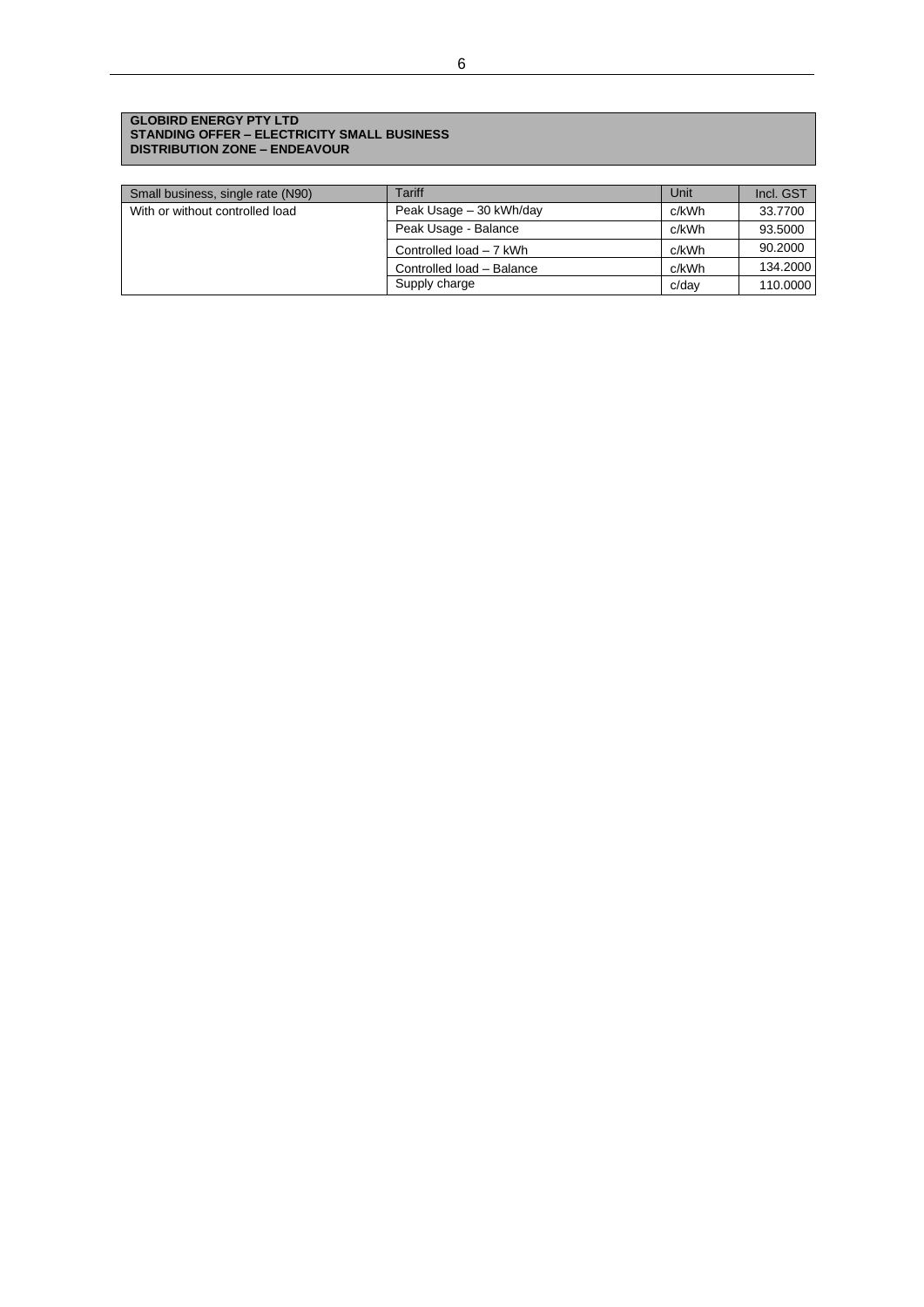**GLOBIRD ENERGY PTY LTD**
**STANDING OFFER – ELECTRICITY SMALL BUSINESS**
**DISTRIBUTION ZONE – ENDEAVOUR**

| Small business, single rate (N90) | Tariff | Unit | Incl. GST |
|---|---|---|---|
| With or without controlled load | Peak Usage – 30 kWh/day | c/kWh | 33.7700 |
| | Peak Usage - Balance | c/kWh | 93.5000 |
| | Controlled load – 7 kWh | c/kWh | 90.2000 |
| | Controlled load – Balance | c/kWh | 134.2000 |
| | Supply charge | c/day | 110.0000 |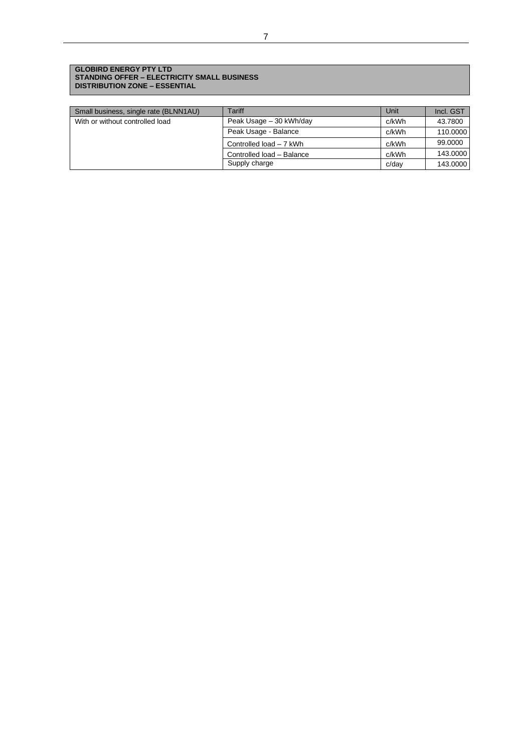**GLOBIRD ENERGY PTY LTD**
**STANDING OFFER – ELECTRICITY SMALL BUSINESS**
**DISTRIBUTION ZONE – ESSENTIAL**

| Small business, single rate (BLNN1AU) | Tariff | Unit | Incl. GST |
|---|---|---|---|
| With or without controlled load | Peak Usage – 30 kWh/day | c/kWh | 43.7800 |
| | Peak Usage - Balance | c/kWh | 110.0000 |
| | Controlled load – 7 kWh | c/kWh | 99.0000 |
| | Controlled load – Balance | c/kWh | 143.0000 |
| | Supply charge | c/day | 143.0000 |